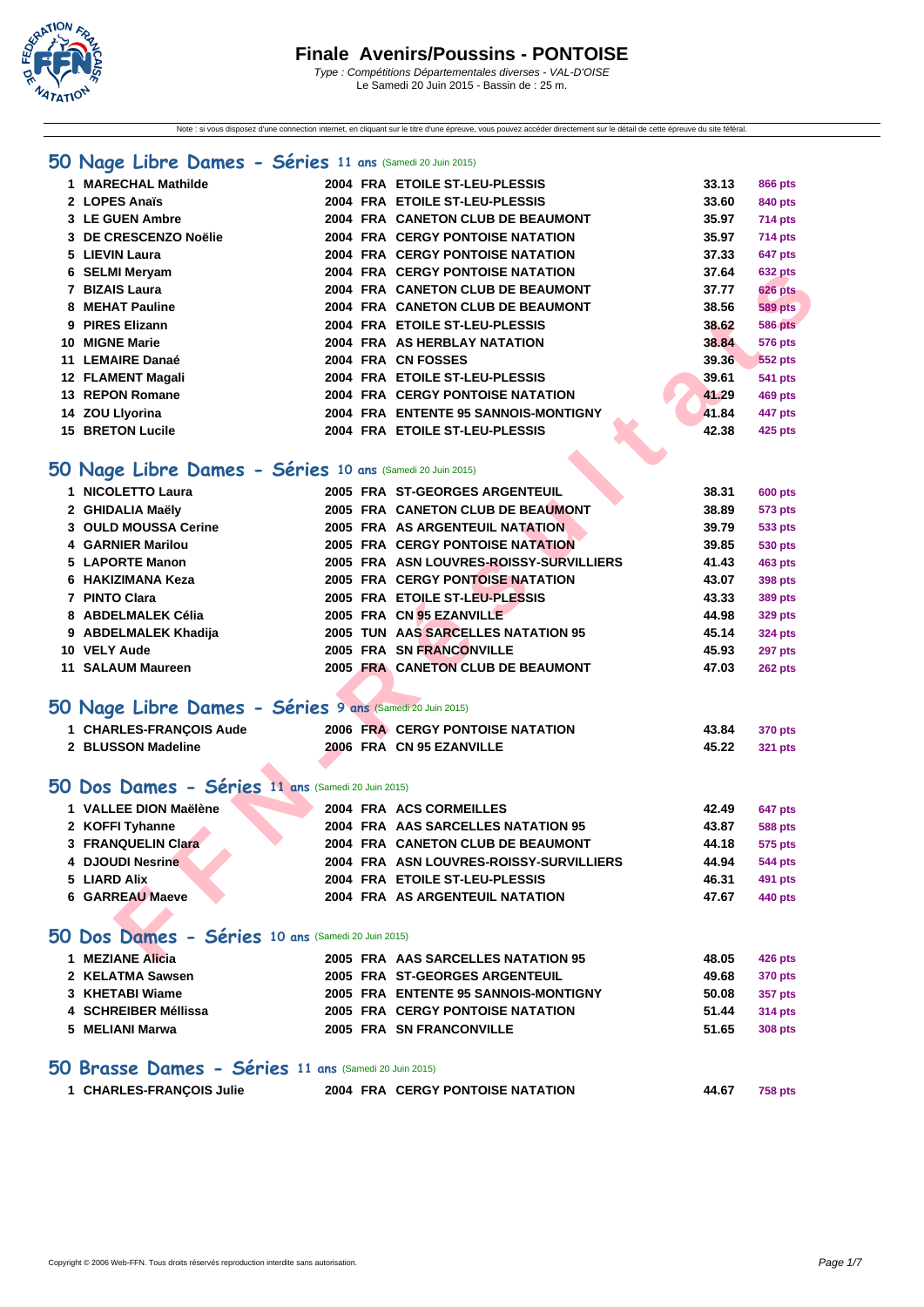# Finale Avenirs/Poussins - PONTOISE

*Type : Compétitions Départementales diverses - VAL-D'OISE*
Le Samedi 20 Juin 2015 - Bassin de : 25 m.

Note : si vous disposez d'une connection internet, en cliquant sur le titre d'une épreuve, vous pouvez accéder directement sur le détail de cette épreuve du site féféral.

## 50 Nage Libre Dames - Séries 11 ans (Samedi 20 Juin 2015)

| | | | | | | |
|---|---|---|---|---|---|---|
| 1 | MARECHAL Mathilde | 2004 | FRA | ETOILE ST-LEU-PLESSIS | 33.13 | 866 pts |
| 2 | LOPES Anaïs | 2004 | FRA | ETOILE ST-LEU-PLESSIS | 33.60 | 840 pts |
| 3 | LE GUEN Ambre | 2004 | FRA | CANETON CLUB DE BEAUMONT | 35.97 | 714 pts |
| 3 | DE CRESCENZO Noëlie | 2004 | FRA | CERGY PONTOISE NATATION | 35.97 | 714 pts |
| 5 | LIEVIN Laura | 2004 | FRA | CERGY PONTOISE NATATION | 37.33 | 647 pts |
| 6 | SELMI Meryam | 2004 | FRA | CERGY PONTOISE NATATION | 37.64 | 632 pts |
| 7 | BIZAIS Laura | 2004 | FRA | CANETON CLUB DE BEAUMONT | 37.77 | 626 pts |
| 8 | MEHAT Pauline | 2004 | FRA | CANETON CLUB DE BEAUMONT | 38.56 | 589 pts |
| 9 | PIRES Elizann | 2004 | FRA | ETOILE ST-LEU-PLESSIS | 38.62 | 586 pts |
| 10 | MIGNE Marie | 2004 | FRA | AS HERBLAY NATATION | 38.84 | 576 pts |
| 11 | LEMAIRE Danaé | 2004 | FRA | CN FOSSES | 39.36 | 552 pts |
| 12 | FLAMENT Magali | 2004 | FRA | ETOILE ST-LEU-PLESSIS | 39.61 | 541 pts |
| 13 | REPON Romane | 2004 | FRA | CERGY PONTOISE NATATION | 41.29 | 469 pts |
| 14 | ZOU Llyorina | 2004 | FRA | ENTENTE 95 SANNOIS-MONTIGNY | 41.84 | 447 pts |
| 15 | BRETON Lucile | 2004 | FRA | ETOILE ST-LEU-PLESSIS | 42.38 | 425 pts |

## 50 Nage Libre Dames - Séries 10 ans (Samedi 20 Juin 2015)

| | | | | | | |
|---|---|---|---|---|---|---|
| 1 | NICOLETTO Laura | 2005 | FRA | ST-GEORGES ARGENTEUIL | 38.31 | 600 pts |
| 2 | GHIDALIA Maëly | 2005 | FRA | CANETON CLUB DE BEAUMONT | 38.89 | 573 pts |
| 3 | OULD MOUSSA Cerine | 2005 | FRA | AS ARGENTEUIL NATATION | 39.79 | 533 pts |
| 4 | GARNIER Marilou | 2005 | FRA | CERGY PONTOISE NATATION | 39.85 | 530 pts |
| 5 | LAPORTE Manon | 2005 | FRA | ASN LOUVRES-ROISSY-SURVILLIERS | 41.43 | 463 pts |
| 6 | HAKIZIMANA Keza | 2005 | FRA | CERGY PONTOISE NATATION | 43.07 | 398 pts |
| 7 | PINTO Clara | 2005 | FRA | ETOILE ST-LEU-PLESSIS | 43.33 | 389 pts |
| 8 | ABDELMALEK Célia | 2005 | FRA | CN 95 EZANVILLE | 44.98 | 329 pts |
| 9 | ABDELMALEK Khadija | 2005 | TUN | AAS SARCELLES NATATION 95 | 45.14 | 324 pts |
| 10 | VELY Aude | 2005 | FRA | SN FRANCONVILLE | 45.93 | 297 pts |
| 11 | SALAUM Maureen | 2005 | FRA | CANETON CLUB DE BEAUMONT | 47.03 | 262 pts |

## 50 Nage Libre Dames - Séries 9 ans (Samedi 20 Juin 2015)

| | | | | | | |
|---|---|---|---|---|---|---|
| 1 | CHARLES-FRANÇOIS Aude | 2006 | FRA | CERGY PONTOISE NATATION | 43.84 | 370 pts |
| 2 | BLUSSON Madeline | 2006 | FRA | CN 95 EZANVILLE | 45.22 | 321 pts |

## 50 Dos Dames - Séries 11 ans (Samedi 20 Juin 2015)

| | | | | | | |
|---|---|---|---|---|---|---|
| 1 | VALLEE DION Maëlène | 2004 | FRA | ACS CORMEILLES | 42.49 | 647 pts |
| 2 | KOFFI Tyhanne | 2004 | FRA | AAS SARCELLES NATATION 95 | 43.87 | 588 pts |
| 3 | FRANQUELIN Clara | 2004 | FRA | CANETON CLUB DE BEAUMONT | 44.18 | 575 pts |
| 4 | DJOUDI Nesrine | 2004 | FRA | ASN LOUVRES-ROISSY-SURVILLIERS | 44.94 | 544 pts |
| 5 | LIARD Alix | 2004 | FRA | ETOILE ST-LEU-PLESSIS | 46.31 | 491 pts |
| 6 | GARREAU Maeve | 2004 | FRA | AS ARGENTEUIL NATATION | 47.67 | 440 pts |

## 50 Dos Dames - Séries 10 ans (Samedi 20 Juin 2015)

| | | | | | | |
|---|---|---|---|---|---|---|
| 1 | MEZIANE Alicia | 2005 | FRA | AAS SARCELLES NATATION 95 | 48.05 | 426 pts |
| 2 | KELATMA Sawsen | 2005 | FRA | ST-GEORGES ARGENTEUIL | 49.68 | 370 pts |
| 3 | KHETABI Wiame | 2005 | FRA | ENTENTE 95 SANNOIS-MONTIGNY | 50.08 | 357 pts |
| 4 | SCHREIBER Méllissa | 2005 | FRA | CERGY PONTOISE NATATION | 51.44 | 314 pts |
| 5 | MELIANI Marwa | 2005 | FRA | SN FRANCONVILLE | 51.65 | 308 pts |

## 50 Brasse Dames - Séries 11 ans (Samedi 20 Juin 2015)

| | | | | | | |
|---|---|---|---|---|---|---|
| 1 | CHARLES-FRANÇOIS Julie | 2004 | FRA | CERGY PONTOISE NATATION | 44.67 | 758 pts |

Copyright © 2006 Web-FFN. Tous droits réservés reproduction interdite sans autorisation.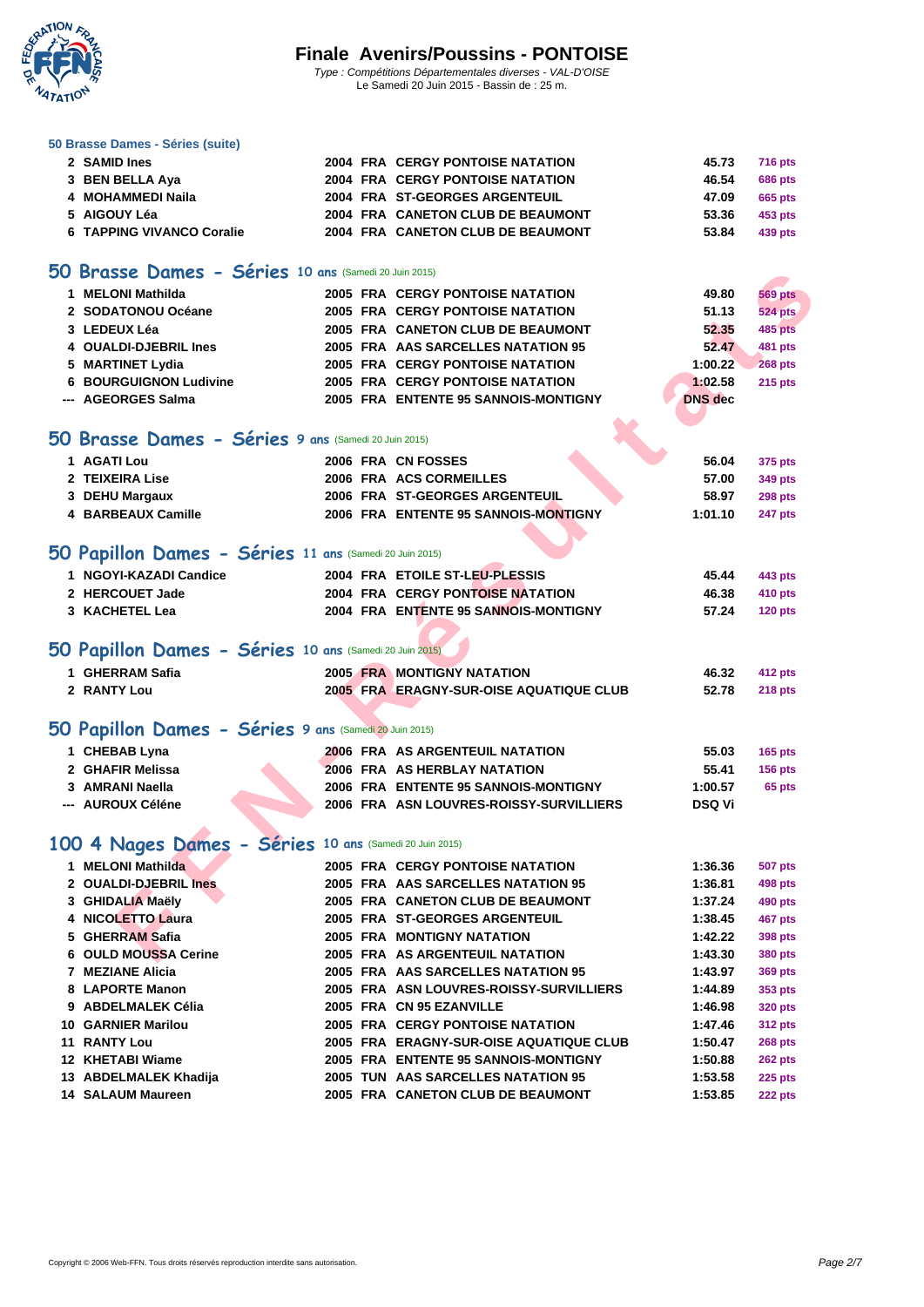# Finale Avenirs/Poussins - PONTOISE

Type : Compétitions Départementales diverses - VAL-D'OISE
Le Samedi 20 Juin 2015 - Bassin de : 25 m.

### 50 Brasse Dames - Séries (suite)

| | | | | | | |
|---|---|---|---|---|---|---|
| 2 | SAMID Ines | 2004 | FRA | CERGY PONTOISE NATATION | 45.73 | 716 pts |
| 3 | BEN BELLA Aya | 2004 | FRA | CERGY PONTOISE NATATION | 46.54 | 686 pts |
| 4 | MOHAMMEDI Naila | 2004 | FRA | ST-GEORGES ARGENTEUIL | 47.09 | 665 pts |
| 5 | AIGOUY Léa | 2004 | FRA | CANETON CLUB DE BEAUMONT | 53.36 | 453 pts |
| 6 | TAPPING VIVANCO Coralie | 2004 | FRA | CANETON CLUB DE BEAUMONT | 53.84 | 439 pts |

## 50 Brasse Dames - Séries 10 ans (Samedi 20 Juin 2015)

| | | | | | | |
|---|---|---|---|---|---|---|
| 1 | MELONI Mathilda | 2005 | FRA | CERGY PONTOISE NATATION | 49.80 | 569 pts |
| 2 | SODATONOU Océane | 2005 | FRA | CERGY PONTOISE NATATION | 51.13 | 524 pts |
| 3 | LEDEUX Léa | 2005 | FRA | CANETON CLUB DE BEAUMONT | 52.35 | 485 pts |
| 4 | OUALDI-DJEBRIL Ines | 2005 | FRA | AAS SARCELLES NATATION 95 | 52.47 | 481 pts |
| 5 | MARTINET Lydia | 2005 | FRA | CERGY PONTOISE NATATION | 1:00.22 | 268 pts |
| 6 | BOURGUIGNON Ludivine | 2005 | FRA | CERGY PONTOISE NATATION | 1:02.58 | 215 pts |
| --- | AGEORGES Salma | 2005 | FRA | ENTENTE 95 SANNOIS-MONTIGNY | DNS dec | |

## 50 Brasse Dames - Séries 9 ans (Samedi 20 Juin 2015)

| | | | | | | |
|---|---|---|---|---|---|---|
| 1 | AGATI Lou | 2006 | FRA | CN FOSSES | 56.04 | 375 pts |
| 2 | TEIXEIRA Lise | 2006 | FRA | ACS CORMEILLES | 57.00 | 349 pts |
| 3 | DEHU Margaux | 2006 | FRA | ST-GEORGES ARGENTEUIL | 58.97 | 298 pts |
| 4 | BARBEAUX Camille | 2006 | FRA | ENTENTE 95 SANNOIS-MONTIGNY | 1:01.10 | 247 pts |

## 50 Papillon Dames - Séries 11 ans (Samedi 20 Juin 2015)

| | | | | | | |
|---|---|---|---|---|---|---|
| 1 | NGOYI-KAZADI Candice | 2004 | FRA | ETOILE ST-LEU-PLESSIS | 45.44 | 443 pts |
| 2 | HERCOUET Jade | 2004 | FRA | CERGY PONTOISE NATATION | 46.38 | 410 pts |
| 3 | KACHETEL Lea | 2004 | FRA | ENTENTE 95 SANNOIS-MONTIGNY | 57.24 | 120 pts |

## 50 Papillon Dames - Séries 10 ans (Samedi 20 Juin 2015)

| | | | | | | |
|---|---|---|---|---|---|---|
| 1 | GHERRAM Safia | 2005 | FRA | MONTIGNY NATATION | 46.32 | 412 pts |
| 2 | RANTY Lou | 2005 | FRA | ERAGNY-SUR-OISE AQUATIQUE CLUB | 52.78 | 218 pts |

## 50 Papillon Dames - Séries 9 ans (Samedi 20 Juin 2015)

| | | | | | | |
|---|---|---|---|---|---|---|
| 1 | CHEBAB Lyna | 2006 | FRA | AS ARGENTEUIL NATATION | 55.03 | 165 pts |
| 2 | GHAFIR Melissa | 2006 | FRA | AS HERBLAY NATATION | 55.41 | 156 pts |
| 3 | AMRANI Naella | 2006 | FRA | ENTENTE 95 SANNOIS-MONTIGNY | 1:00.57 | 65 pts |
| --- | AUROUX Céléne | 2006 | FRA | ASN LOUVRES-ROISSY-SURVILLIERS | DSQ Vi | |

## 100 4 Nages Dames - Séries 10 ans (Samedi 20 Juin 2015)

| | | | | | | |
|---|---|---|---|---|---|---|
| 1 | MELONI Mathilda | 2005 | FRA | CERGY PONTOISE NATATION | 1:36.36 | 507 pts |
| 2 | OUALDI-DJEBRIL Ines | 2005 | FRA | AAS SARCELLES NATATION 95 | 1:36.81 | 498 pts |
| 3 | GHIDALIA Maëly | 2005 | FRA | CANETON CLUB DE BEAUMONT | 1:37.24 | 490 pts |
| 4 | NICOLETTO Laura | 2005 | FRA | ST-GEORGES ARGENTEUIL | 1:38.45 | 467 pts |
| 5 | GHERRAM Safia | 2005 | FRA | MONTIGNY NATATION | 1:42.22 | 398 pts |
| 6 | OULD MOUSSA Cerine | 2005 | FRA | AS ARGENTEUIL NATATION | 1:43.30 | 380 pts |
| 7 | MEZIANE Alicia | 2005 | FRA | AAS SARCELLES NATATION 95 | 1:43.97 | 369 pts |
| 8 | LAPORTE Manon | 2005 | FRA | ASN LOUVRES-ROISSY-SURVILLIERS | 1:44.89 | 353 pts |
| 9 | ABDELMALEK Célia | 2005 | FRA | CN 95 EZANVILLE | 1:46.98 | 320 pts |
| 10 | GARNIER Marilou | 2005 | FRA | CERGY PONTOISE NATATION | 1:47.46 | 312 pts |
| 11 | RANTY Lou | 2005 | FRA | ERAGNY-SUR-OISE AQUATIQUE CLUB | 1:50.47 | 268 pts |
| 12 | KHETABI Wiame | 2005 | FRA | ENTENTE 95 SANNOIS-MONTIGNY | 1:50.88 | 262 pts |
| 13 | ABDELMALEK Khadija | 2005 | TUN | AAS SARCELLES NATATION 95 | 1:53.58 | 225 pts |
| 14 | SALAUM Maureen | 2005 | FRA | CANETON CLUB DE BEAUMONT | 1:53.85 | 222 pts |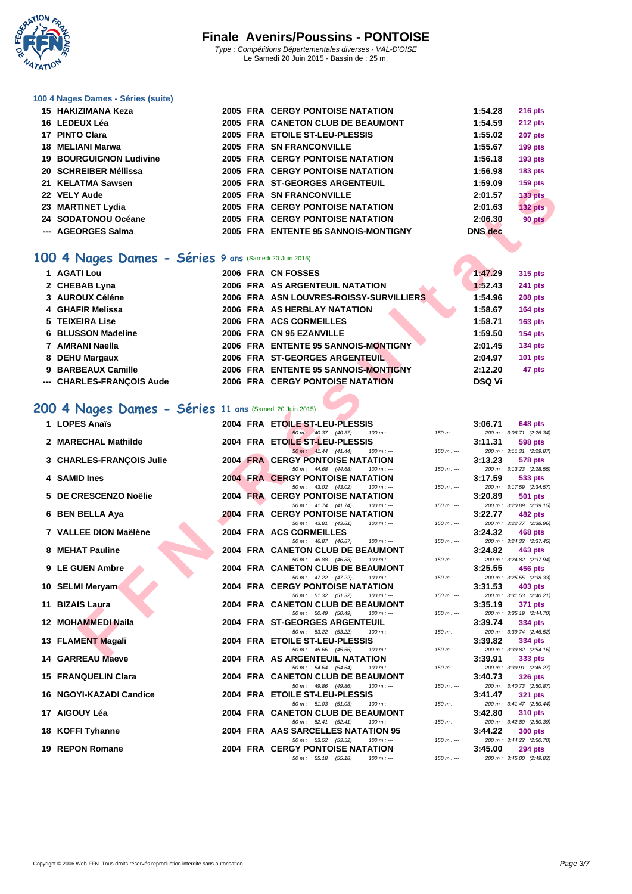# Finale Avenirs/Poussins - PONTOISE

Type : Compétitions Départementales diverses - VAL-D'OISE
Le Samedi 20 Juin 2015 - Bassin de : 25 m.

### 100 4 Nages Dames - Séries (suite)

| | | | | | | |
|---|---|---|---|---|---|---|
| 15 | HAKIZIMANA Keza | 2005 | FRA | CERGY PONTOISE NATATION | 1:54.28 | 216 pts |
| 16 | LEDEUX Léa | 2005 | FRA | CANETON CLUB DE BEAUMONT | 1:54.59 | 212 pts |
| 17 | PINTO Clara | 2005 | FRA | ETOILE ST-LEU-PLESSIS | 1:55.02 | 207 pts |
| 18 | MELIANI Marwa | 2005 | FRA | SN FRANCONVILLE | 1:55.67 | 199 pts |
| 19 | BOURGUIGNON Ludivine | 2005 | FRA | CERGY PONTOISE NATATION | 1:56.18 | 193 pts |
| 20 | SCHREIBER Méllissa | 2005 | FRA | CERGY PONTOISE NATATION | 1:56.98 | 183 pts |
| 21 | KELATMA Sawsen | 2005 | FRA | ST-GEORGES ARGENTEUIL | 1:59.09 | 159 pts |
| 22 | VELY Aude | 2005 | FRA | SN FRANCONVILLE | 2:01.57 | 133 pts |
| 23 | MARTINET Lydia | 2005 | FRA | CERGY PONTOISE NATATION | 2:01.63 | 132 pts |
| 24 | SODATONOU Océane | 2005 | FRA | CERGY PONTOISE NATATION | 2:06.30 | 90 pts |
| --- | AGEORGES Salma | 2005 | FRA | ENTENTE 95 SANNOIS-MONTIGNY | DNS dec | |

## 100 4 Nages Dames - Séries 9 ans (Samedi 20 Juin 2015)

| | | | | | | |
|---|---|---|---|---|---|---|
| 1 | AGATI Lou | 2006 | FRA | CN FOSSES | 1:47.29 | 315 pts |
| 2 | CHEBAB Lyna | 2006 | FRA | AS ARGENTEUIL NATATION | 1:52.43 | 241 pts |
| 3 | AUROUX Céléne | 2006 | FRA | ASN LOUVRES-ROISSY-SURVILLIERS | 1:54.96 | 208 pts |
| 4 | GHAFIR Melissa | 2006 | FRA | AS HERBLAY NATATION | 1:58.67 | 164 pts |
| 5 | TEIXEIRA Lise | 2006 | FRA | ACS CORMEILLES | 1:58.71 | 163 pts |
| 6 | BLUSSON Madeline | 2006 | FRA | CN 95 EZANVILLE | 1:59.50 | 154 pts |
| 7 | AMRANI Naella | 2006 | FRA | ENTENTE 95 SANNOIS-MONTIGNY | 2:01.45 | 134 pts |
| 8 | DEHU Margaux | 2006 | FRA | ST-GEORGES ARGENTEUIL | 2:04.97 | 101 pts |
| 9 | BARBEAUX Camille | 2006 | FRA | ENTENTE 95 SANNOIS-MONTIGNY | 2:12.20 | 47 pts |
| --- | CHARLES-FRANÇOIS Aude | 2006 | FRA | CERGY PONTOISE NATATION | DSQ Vi | |

## 200 4 Nages Dames - Séries 11 ans (Samedi 20 Juin 2015)

| | | | | | | | | | | |
|---|---|---|---|---|---|---|---|---|---|---|
| 1 | LOPES Anaïs | 2004 | FRA | ETOILE ST-LEU-PLESSIS | 50 m : 40.37 (40.37) | 100 m : --- | 150 m : --- | 200 m : 3:06.71 (2:26.34) | 3:06.71 | 648 pts |
| 2 | MARECHAL Mathilde | 2004 | FRA | ETOILE ST-LEU-PLESSIS | 50 m : 41.44 (41.44) | 100 m : --- | 150 m : --- | 200 m : 3:11.31 (2:29.87) | 3:11.31 | 598 pts |
| 3 | CHARLES-FRANÇOIS Julie | 2004 | FRA | CERGY PONTOISE NATATION | 50 m : 44.68 (44.68) | 100 m : --- | 150 m : --- | 200 m : 3:13.23 (2:28.55) | 3:13.23 | 578 pts |
| 4 | SAMID Ines | 2004 | FRA | CERGY PONTOISE NATATION | 50 m : 43.02 (43.02) | 100 m : --- | 150 m : --- | 200 m : 3:17.59 (2:34.57) | 3:17.59 | 533 pts |
| 5 | DE CRESCENZO Noëlie | 2004 | FRA | CERGY PONTOISE NATATION | 50 m : 41.74 (41.74) | 100 m : --- | 150 m : --- | 200 m : 3:20.89 (2:39.15) | 3:20.89 | 501 pts |
| 6 | BEN BELLA Aya | 2004 | FRA | CERGY PONTOISE NATATION | 50 m : 43.81 (43.81) | 100 m : --- | 150 m : --- | 200 m : 3:22.77 (2:38.96) | 3:22.77 | 482 pts |
| 7 | VALLEE DION Maëlène | 2004 | FRA | ACS CORMEILLES | 50 m : 46.87 (46.87) | 100 m : --- | 150 m : --- | 200 m : 3:24.32 (2:37.45) | 3:24.32 | 468 pts |
| 8 | MEHAT Pauline | 2004 | FRA | CANETON CLUB DE BEAUMONT | 50 m : 46.88 (46.88) | 100 m : --- | 150 m : --- | 200 m : 3:24.82 (2:37.94) | 3:24.82 | 463 pts |
| 9 | LE GUEN Ambre | 2004 | FRA | CANETON CLUB DE BEAUMONT | 50 m : 47.22 (47.22) | 100 m : --- | 150 m : --- | 200 m : 3:25.55 (2:38.33) | 3:25.55 | 456 pts |
| 10 | SELMI Meryam | 2004 | FRA | CERGY PONTOISE NATATION | 50 m : 51.32 (51.32) | 100 m : --- | 150 m : --- | 200 m : 3:31.53 (2:40.21) | 3:31.53 | 403 pts |
| 11 | BIZAIS Laura | 2004 | FRA | CANETON CLUB DE BEAUMONT | 50 m : 50.49 (50.49) | 100 m : --- | 150 m : --- | 200 m : 3:35.19 (2:44.70) | 3:35.19 | 371 pts |
| 12 | MOHAMMEDI Naila | 2004 | FRA | ST-GEORGES ARGENTEUIL | 50 m : 53.22 (53.22) | 100 m : --- | 150 m : --- | 200 m : 3:39.74 (2:46.52) | 3:39.74 | 334 pts |
| 13 | FLAMENT Magali | 2004 | FRA | ETOILE ST-LEU-PLESSIS | 50 m : 45.66 (45.66) | 100 m : --- | 150 m : --- | 200 m : 3:39.82 (2:54.16) | 3:39.82 | 334 pts |
| 14 | GARREAU Maeve | 2004 | FRA | AS ARGENTEUIL NATATION | 50 m : 54.64 (54.64) | 100 m : --- | 150 m : --- | 200 m : 3:39.91 (2:45.27) | 3:39.91 | 333 pts |
| 15 | FRANQUELIN Clara | 2004 | FRA | CANETON CLUB DE BEAUMONT | 50 m : 49.86 (49.86) | 100 m : --- | 150 m : --- | 200 m : 3:40.73 (2:50.87) | 3:40.73 | 326 pts |
| 16 | NGOYI-KAZADI Candice | 2004 | FRA | ETOILE ST-LEU-PLESSIS | 50 m : 51.03 (51.03) | 100 m : --- | 150 m : --- | 200 m : 3:41.47 (2:50.44) | 3:41.47 | 321 pts |
| 17 | AIGOUY Léa | 2004 | FRA | CANETON CLUB DE BEAUMONT | 50 m : 52.41 (52.41) | 100 m : --- | 150 m : --- | 200 m : 3:42.80 (2:50.39) | 3:42.80 | 310 pts |
| 18 | KOFFI Tyhanne | 2004 | FRA | AAS SARCELLES NATATION 95 | 50 m : 53.52 (53.52) | 100 m : --- | 150 m : --- | 200 m : 3:44.22 (2:50.70) | 3:44.22 | 300 pts |
| 19 | REPON Romane | 2004 | FRA | CERGY PONTOISE NATATION | 50 m : 55.18 (55.18) | 100 m : --- | 150 m : --- | 200 m : 3:45.00 (2:49.82) | 3:45.00 | 294 pts |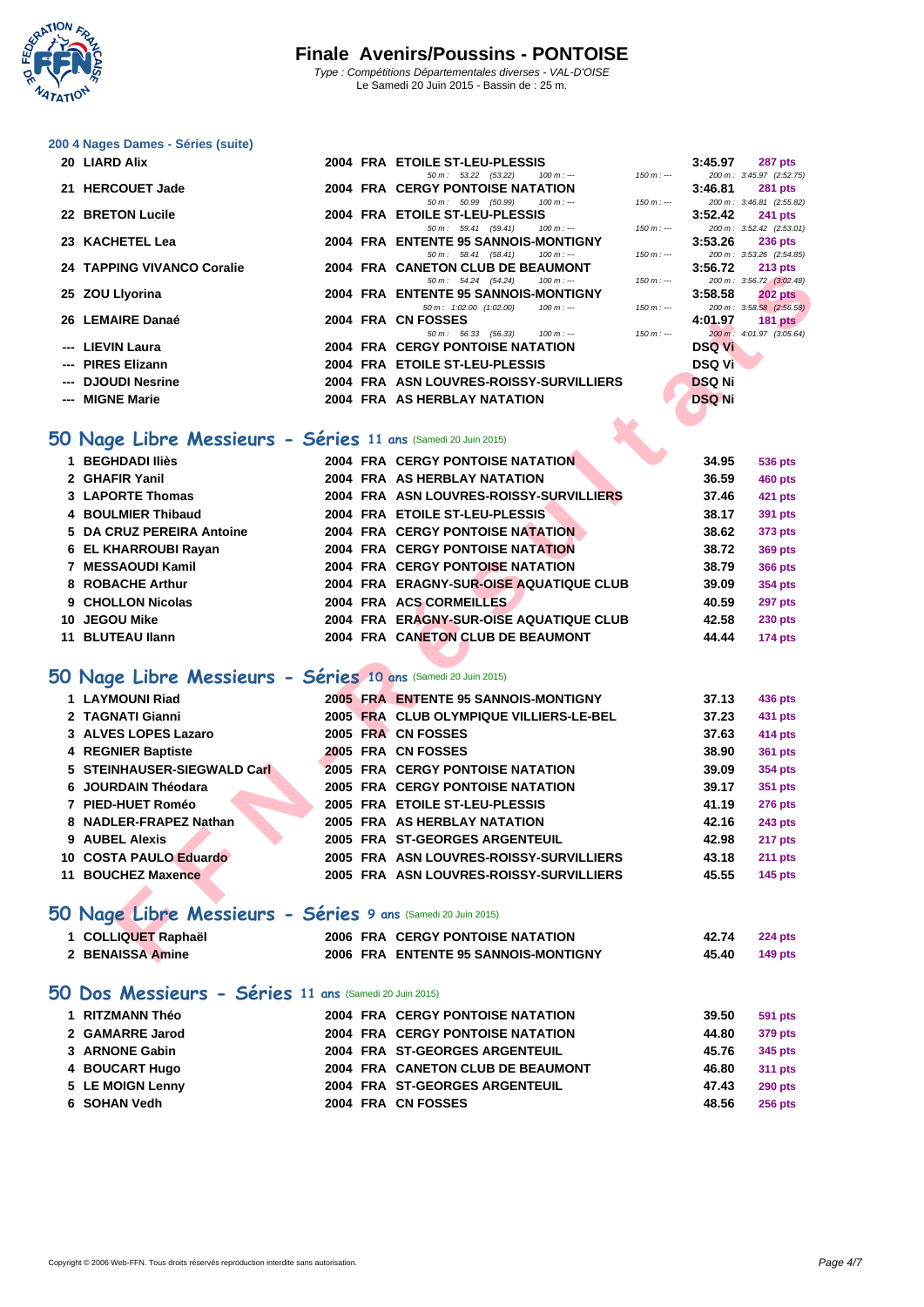# Finale Avenirs/Poussins - PONTOISE

Type : Compétitions Départementales diverses - VAL-D'OISE
Le Samedi 20 Juin 2015 - Bassin de : 25 m.

## 200 4 Nages Dames - Séries (suite)

| | | | | | | |
|---|---|---|---|---|---|---|
| 20 | LIARD Alix | 2004 | FRA | ETOILE ST-LEU-PLESSIS | 3:45.97 | 287 pts |
| | | | | 50 m : 53.22 (53.22) 100 m : --- 150 m : --- | 200 m : 3:45.97 (2:52.75) | |
| 21 | HERCOUET Jade | 2004 | FRA | CERGY PONTOISE NATATION | 3:46.81 | 281 pts |
| | | | | 50 m : 50.99 (50.99) 100 m : --- 150 m : --- | 200 m : 3:46.81 (2:55.82) | |
| 22 | BRETON Lucile | 2004 | FRA | ETOILE ST-LEU-PLESSIS | 3:52.42 | 241 pts |
| | | | | 50 m : 59.41 (59.41) 100 m : --- 150 m : --- | 200 m : 3:52.42 (2:53.01) | |
| 23 | KACHETEL Lea | 2004 | FRA | ENTENTE 95 SANNOIS-MONTIGNY | 3:53.26 | 236 pts |
| | | | | 50 m : 58.41 (58.41) 100 m : --- 150 m : --- | 200 m : 3:53.26 (2:54.85) | |
| 24 | TAPPING VIVANCO Coralie | 2004 | FRA | CANETON CLUB DE BEAUMONT | 3:56.72 | 213 pts |
| | | | | 50 m : 54.24 (54.24) 100 m : --- 150 m : --- | 200 m : 3:56.72 (3:02.48) | |
| 25 | ZOU Llyorina | 2004 | FRA | ENTENTE 95 SANNOIS-MONTIGNY | 3:58.58 | 202 pts |
| | | | | 50 m : 1:02.00 (1:02.00) 100 m : --- 150 m : --- | 200 m : 3:58.58 (2:56.58) | |
| 26 | LEMAIRE Danaé | 2004 | FRA | CN FOSSES | 4:01.97 | 181 pts |
| | | | | 50 m : 56.33 (56.33) 100 m : --- 150 m : --- | 200 m : 4:01.97 (3:05.64) | |
| --- | LIEVIN Laura | 2004 | FRA | CERGY PONTOISE NATATION | DSQ Vi | |
| --- | PIRES Elizann | 2004 | FRA | ETOILE ST-LEU-PLESSIS | DSQ Vi | |
| --- | DJOUDI Nesrine | 2004 | FRA | ASN LOUVRES-ROISSY-SURVILLIERS | DSQ Ni | |
| --- | MIGNE Marie | 2004 | FRA | AS HERBLAY NATATION | DSQ Ni | |

## 50 Nage Libre Messieurs - Séries 11 ans (Samedi 20 Juin 2015)

| | | | | | | |
|---|---|---|---|---|---|---|
| 1 | BEGHDADI Iliès | 2004 | FRA | CERGY PONTOISE NATATION | 34.95 | 536 pts |
| 2 | GHAFIR Yanil | 2004 | FRA | AS HERBLAY NATATION | 36.59 | 460 pts |
| 3 | LAPORTE Thomas | 2004 | FRA | ASN LOUVRES-ROISSY-SURVILLIERS | 37.46 | 421 pts |
| 4 | BOULMIER Thibaud | 2004 | FRA | ETOILE ST-LEU-PLESSIS | 38.17 | 391 pts |
| 5 | DA CRUZ PEREIRA Antoine | 2004 | FRA | CERGY PONTOISE NATATION | 38.62 | 373 pts |
| 6 | EL KHARROUBI Rayan | 2004 | FRA | CERGY PONTOISE NATATION | 38.72 | 369 pts |
| 7 | MESSAOUDI Kamil | 2004 | FRA | CERGY PONTOISE NATATION | 38.79 | 366 pts |
| 8 | ROBACHE Arthur | 2004 | FRA | ERAGNY-SUR-OISE AQUATIQUE CLUB | 39.09 | 354 pts |
| 9 | CHOLLON Nicolas | 2004 | FRA | ACS CORMEILLES | 40.59 | 297 pts |
| 10 | JEGOU Mike | 2004 | FRA | ERAGNY-SUR-OISE AQUATIQUE CLUB | 42.58 | 230 pts |
| 11 | BLUTEAU Ilann | 2004 | FRA | CANETON CLUB DE BEAUMONT | 44.44 | 174 pts |

## 50 Nage Libre Messieurs - Séries 10 ans (Samedi 20 Juin 2015)

| | | | | | | |
|---|---|---|---|---|---|---|
| 1 | LAYMOUNI Riad | 2005 | FRA | ENTENTE 95 SANNOIS-MONTIGNY | 37.13 | 436 pts |
| 2 | TAGNATI Gianni | 2005 | FRA | CLUB OLYMPIQUE VILLIERS-LE-BEL | 37.23 | 431 pts |
| 3 | ALVES LOPES Lazaro | 2005 | FRA | CN FOSSES | 37.63 | 414 pts |
| 4 | REGNIER Baptiste | 2005 | FRA | CN FOSSES | 38.90 | 361 pts |
| 5 | STEINHAUSER-SIEGWALD Carl | 2005 | FRA | CERGY PONTOISE NATATION | 39.09 | 354 pts |
| 6 | JOURDAIN Théodara | 2005 | FRA | CERGY PONTOISE NATATION | 39.17 | 351 pts |
| 7 | PIED-HUET Roméo | 2005 | FRA | ETOILE ST-LEU-PLESSIS | 41.19 | 276 pts |
| 8 | NADLER-FRAPEZ Nathan | 2005 | FRA | AS HERBLAY NATATION | 42.16 | 243 pts |
| 9 | AUBEL Alexis | 2005 | FRA | ST-GEORGES ARGENTEUIL | 42.98 | 217 pts |
| 10 | COSTA PAULO Eduardo | 2005 | FRA | ASN LOUVRES-ROISSY-SURVILLIERS | 43.18 | 211 pts |
| 11 | BOUCHEZ Maxence | 2005 | FRA | ASN LOUVRES-ROISSY-SURVILLIERS | 45.55 | 145 pts |

## 50 Nage Libre Messieurs - Séries 9 ans (Samedi 20 Juin 2015)

| | | | | | | |
|---|---|---|---|---|---|---|
| 1 | COLLIQUET Raphaël | 2006 | FRA | CERGY PONTOISE NATATION | 42.74 | 224 pts |
| 2 | BENAISSA Amine | 2006 | FRA | ENTENTE 95 SANNOIS-MONTIGNY | 45.40 | 149 pts |

## 50 Dos Messieurs - Séries 11 ans (Samedi 20 Juin 2015)

| | | | | | | |
|---|---|---|---|---|---|---|
| 1 | RITZMANN Théo | 2004 | FRA | CERGY PONTOISE NATATION | 39.50 | 591 pts |
| 2 | GAMARRE Jarod | 2004 | FRA | CERGY PONTOISE NATATION | 44.80 | 379 pts |
| 3 | ARNONE Gabin | 2004 | FRA | ST-GEORGES ARGENTEUIL | 45.76 | 345 pts |
| 4 | BOUCART Hugo | 2004 | FRA | CANETON CLUB DE BEAUMONT | 46.80 | 311 pts |
| 5 | LE MOIGN Lenny | 2004 | FRA | ST-GEORGES ARGENTEUIL | 47.43 | 290 pts |
| 6 | SOHAN Vedh | 2004 | FRA | CN FOSSES | 48.56 | 256 pts |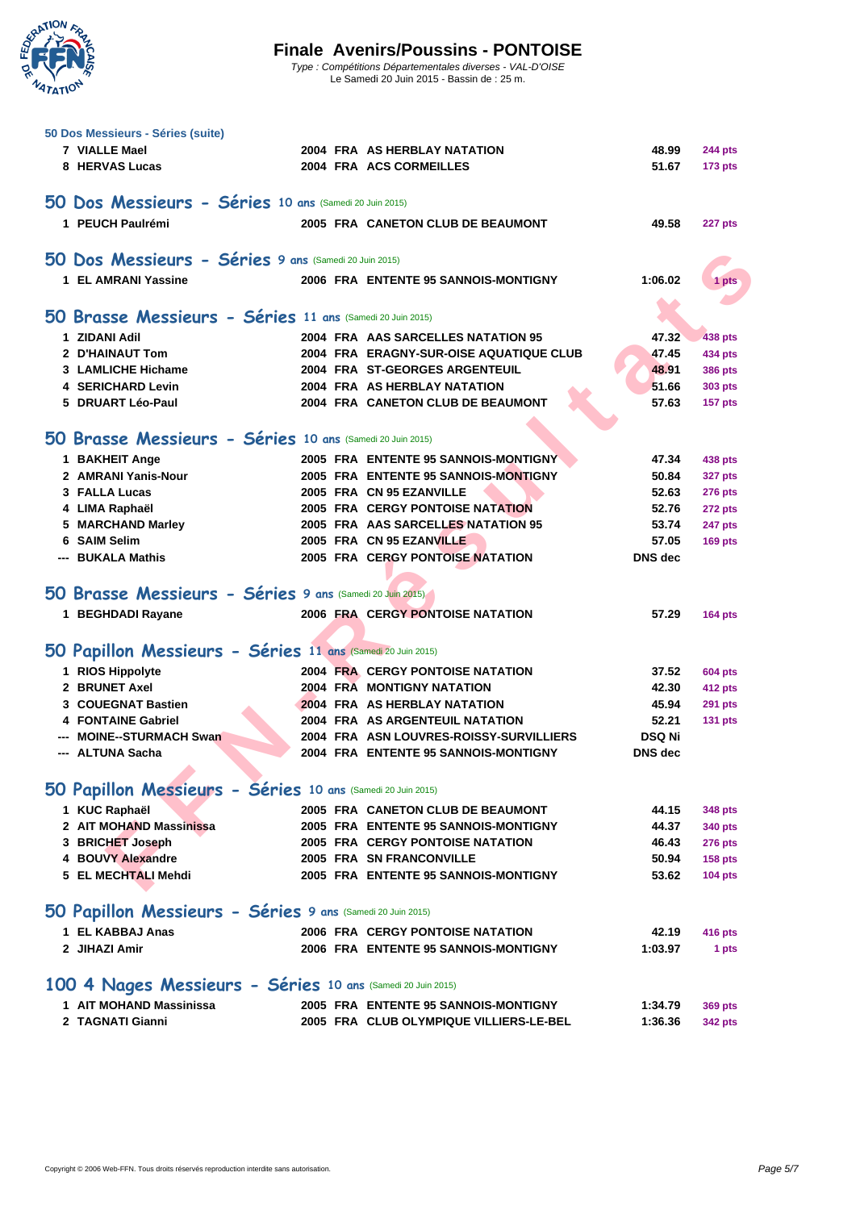# Finale Avenirs/Poussins - PONTOISE

*Type : Compétitions Départementales diverses - VAL-D'OISE*
Le Samedi 20 Juin 2015 - Bassin de : 25 m.

### 50 Dos Messieurs - Séries (suite)

| | | | | | | |
|---|---|---|---|---|---|---|
| 7 | VIALLE Mael | 2004 | FRA | AS HERBLAY NATATION | 48.99 | 244 pts |
| 8 | HERVAS Lucas | 2004 | FRA | ACS CORMEILLES | 51.67 | 173 pts |

## 50 Dos Messieurs - Séries 10 ans (Samedi 20 Juin 2015)

| | | | | | | |
|---|---|---|---|---|---|---|
| 1 | PEUCH Paulrémi | 2005 | FRA | CANETON CLUB DE BEAUMONT | 49.58 | 227 pts |

## 50 Dos Messieurs - Séries 9 ans (Samedi 20 Juin 2015)

| | | | | | | |
|---|---|---|---|---|---|---|
| 1 | EL AMRANI Yassine | 2006 | FRA | ENTENTE 95 SANNOIS-MONTIGNY | 1:06.02 | 1 pts |

## 50 Brasse Messieurs - Séries 11 ans (Samedi 20 Juin 2015)

| | | | | | | |
|---|---|---|---|---|---|---|
| 1 | ZIDANI Adil | 2004 | FRA | AAS SARCELLES NATATION 95 | 47.32 | 438 pts |
| 2 | D'HAINAUT Tom | 2004 | FRA | ERAGNY-SUR-OISE AQUATIQUE CLUB | 47.45 | 434 pts |
| 3 | LAMLICHE Hichame | 2004 | FRA | ST-GEORGES ARGENTEUIL | 48.91 | 386 pts |
| 4 | SERICHARD Levin | 2004 | FRA | AS HERBLAY NATATION | 51.66 | 303 pts |
| 5 | DRUART Léo-Paul | 2004 | FRA | CANETON CLUB DE BEAUMONT | 57.63 | 157 pts |

## 50 Brasse Messieurs - Séries 10 ans (Samedi 20 Juin 2015)

| | | | | | | |
|---|---|---|---|---|---|---|
| 1 | BAKHEIT Ange | 2005 | FRA | ENTENTE 95 SANNOIS-MONTIGNY | 47.34 | 438 pts |
| 2 | AMRANI Yanis-Nour | 2005 | FRA | ENTENTE 95 SANNOIS-MONTIGNY | 50.84 | 327 pts |
| 3 | FALLA Lucas | 2005 | FRA | CN 95 EZANVILLE | 52.63 | 276 pts |
| 4 | LIMA Raphaël | 2005 | FRA | CERGY PONTOISE NATATION | 52.76 | 272 pts |
| 5 | MARCHAND Marley | 2005 | FRA | AAS SARCELLES NATATION 95 | 53.74 | 247 pts |
| 6 | SAIM Selim | 2005 | FRA | CN 95 EZANVILLE | 57.05 | 169 pts |
| --- | BUKALA Mathis | 2005 | FRA | CERGY PONTOISE NATATION | DNS dec | |

## 50 Brasse Messieurs - Séries 9 ans (Samedi 20 Juin 2015)

| | | | | | | |
|---|---|---|---|---|---|---|
| 1 | BEGHDADI Rayane | 2006 | FRA | CERGY PONTOISE NATATION | 57.29 | 164 pts |

## 50 Papillon Messieurs - Séries 11 ans (Samedi 20 Juin 2015)

| | | | | | | |
|---|---|---|---|---|---|---|
| 1 | RIOS Hippolyte | 2004 | FRA | CERGY PONTOISE NATATION | 37.52 | 604 pts |
| 2 | BRUNET Axel | 2004 | FRA | MONTIGNY NATATION | 42.30 | 412 pts |
| 3 | COUEGNAT Bastien | 2004 | FRA | AS HERBLAY NATATION | 45.94 | 291 pts |
| 4 | FONTAINE Gabriel | 2004 | FRA | AS ARGENTEUIL NATATION | 52.21 | 131 pts |
| --- | MOINE--STURMACH Swan | 2004 | FRA | ASN LOUVRES-ROISSY-SURVILLIERS | DSQ Ni | |
| --- | ALTUNA Sacha | 2004 | FRA | ENTENTE 95 SANNOIS-MONTIGNY | DNS dec | |

## 50 Papillon Messieurs - Séries 10 ans (Samedi 20 Juin 2015)

| | | | | | | |
|---|---|---|---|---|---|---|
| 1 | KUC Raphaël | 2005 | FRA | CANETON CLUB DE BEAUMONT | 44.15 | 348 pts |
| 2 | AIT MOHAND Massinissa | 2005 | FRA | ENTENTE 95 SANNOIS-MONTIGNY | 44.37 | 340 pts |
| 3 | BRICHET Joseph | 2005 | FRA | CERGY PONTOISE NATATION | 46.43 | 276 pts |
| 4 | BOUVY Alexandre | 2005 | FRA | SN FRANCONVILLE | 50.94 | 158 pts |
| 5 | EL MECHTALI Mehdi | 2005 | FRA | ENTENTE 95 SANNOIS-MONTIGNY | 53.62 | 104 pts |

## 50 Papillon Messieurs - Séries 9 ans (Samedi 20 Juin 2015)

| | | | | | | |
|---|---|---|---|---|---|---|
| 1 | EL KABBAJ Anas | 2006 | FRA | CERGY PONTOISE NATATION | 42.19 | 416 pts |
| 2 | JIHAZI Amir | 2006 | FRA | ENTENTE 95 SANNOIS-MONTIGNY | 1:03.97 | 1 pts |

## 100 4 Nages Messieurs - Séries 10 ans (Samedi 20 Juin 2015)

| | | | | | | |
|---|---|---|---|---|---|---|
| 1 | AIT MOHAND Massinissa | 2005 | FRA | ENTENTE 95 SANNOIS-MONTIGNY | 1:34.79 | 369 pts |
| 2 | TAGNATI Gianni | 2005 | FRA | CLUB OLYMPIQUE VILLIERS-LE-BEL | 1:36.36 | 342 pts |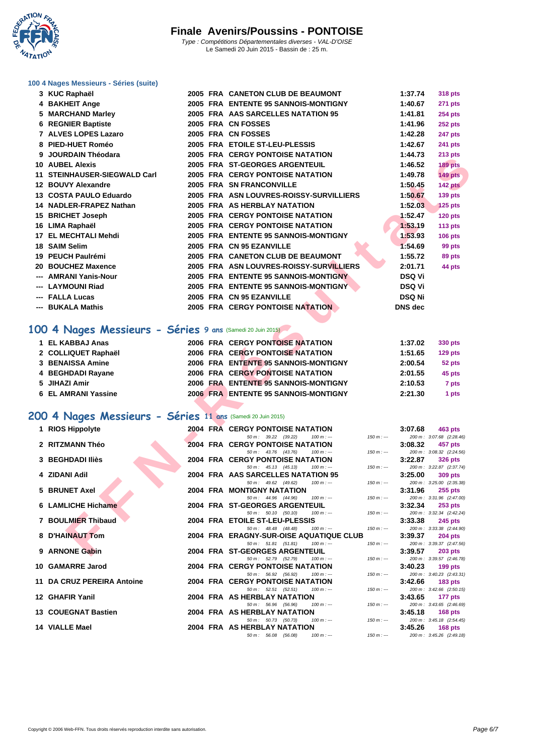# Finale Avenirs/Poussins - PONTOISE

*Type : Compétitions Départementales diverses - VAL-D'OISE*
Le Samedi 20 Juin 2015 - Bassin de : 25 m.

### 100 4 Nages Messieurs - Séries (suite)

| | | | | | | |
|---|---|---|---|---|---|---|
| 3 | KUC Raphaël | 2005 | FRA | CANETON CLUB DE BEAUMONT | 1:37.74 | 318 pts |
| 4 | BAKHEIT Ange | 2005 | FRA | ENTENTE 95 SANNOIS-MONTIGNY | 1:40.67 | 271 pts |
| 5 | MARCHAND Marley | 2005 | FRA | AAS SARCELLES NATATION 95 | 1:41.81 | 254 pts |
| 6 | REGNIER Baptiste | 2005 | FRA | CN FOSSES | 1:41.96 | 252 pts |
| 7 | ALVES LOPES Lazaro | 2005 | FRA | CN FOSSES | 1:42.28 | 247 pts |
| 8 | PIED-HUET Roméo | 2005 | FRA | ETOILE ST-LEU-PLESSIS | 1:42.67 | 241 pts |
| 9 | JOURDAIN Théodara | 2005 | FRA | CERGY PONTOISE NATATION | 1:44.73 | 213 pts |
| 10 | AUBEL Alexis | 2005 | FRA | ST-GEORGES ARGENTEUIL | 1:46.52 | 189 pts |
| 11 | STEINHAUSER-SIEGWALD Carl | 2005 | FRA | CERGY PONTOISE NATATION | 1:49.78 | 149 pts |
| 12 | BOUVY Alexandre | 2005 | FRA | SN FRANCONVILLE | 1:50.45 | 142 pts |
| 13 | COSTA PAULO Eduardo | 2005 | FRA | ASN LOUVRES-ROISSY-SURVILLIERS | 1:50.67 | 139 pts |
| 14 | NADLER-FRAPEZ Nathan | 2005 | FRA | AS HERBLAY NATATION | 1:52.03 | 125 pts |
| 15 | BRICHET Joseph | 2005 | FRA | CERGY PONTOISE NATATION | 1:52.47 | 120 pts |
| 16 | LIMA Raphaël | 2005 | FRA | CERGY PONTOISE NATATION | 1:53.19 | 113 pts |
| 17 | EL MECHTALI Mehdi | 2005 | FRA | ENTENTE 95 SANNOIS-MONTIGNY | 1:53.93 | 106 pts |
| 18 | SAIM Selim | 2005 | FRA | CN 95 EZANVILLE | 1:54.69 | 99 pts |
| 19 | PEUCH Paulrémi | 2005 | FRA | CANETON CLUB DE BEAUMONT | 1:55.72 | 89 pts |
| 20 | BOUCHEZ Maxence | 2005 | FRA | ASN LOUVRES-ROISSY-SURVILLIERS | 2:01.71 | 44 pts |
| --- | AMRANI Yanis-Nour | 2005 | FRA | ENTENTE 95 SANNOIS-MONTIGNY | DSQ Vi | |
| --- | LAYMOUNI Riad | 2005 | FRA | ENTENTE 95 SANNOIS-MONTIGNY | DSQ Vi | |
| --- | FALLA Lucas | 2005 | FRA | CN 95 EZANVILLE | DSQ Ni | |
| --- | BUKALA Mathis | 2005 | FRA | CERGY PONTOISE NATATION | DNS dec | |

## 100 4 Nages Messieurs - Séries 9 ans (Samedi 20 Juin 2015)

| | | | | | | |
|---|---|---|---|---|---|---|
| 1 | EL KABBAJ Anas | 2006 | FRA | CERGY PONTOISE NATATION | 1:37.02 | 330 pts |
| 2 | COLLIQUET Raphaël | 2006 | FRA | CERGY PONTOISE NATATION | 1:51.65 | 129 pts |
| 3 | BENAISSA Amine | 2006 | FRA | ENTENTE 95 SANNOIS-MONTIGNY | 2:00.54 | 52 pts |
| 4 | BEGHDADI Rayane | 2006 | FRA | CERGY PONTOISE NATATION | 2:01.55 | 45 pts |
| 5 | JIHAZI Amir | 2006 | FRA | ENTENTE 95 SANNOIS-MONTIGNY | 2:10.53 | 7 pts |
| 6 | EL AMRANI Yassine | 2006 | FRA | ENTENTE 95 SANNOIS-MONTIGNY | 2:21.30 | 1 pts |

## 200 4 Nages Messieurs - Séries 11 ans (Samedi 20 Juin 2015)

| | | | | | | | | | | |
|---|---|---|---|---|---|---|---|---|---|---|
| 1 | RIOS Hippolyte | 2004 | FRA | CERGY PONTOISE NATATION | 50 m : 39.22 (39.22) | 100 m : --- | 150 m : --- | 200 m : 3:07.68 (2:28.46) | 3:07.68 | 463 pts |
| 2 | RITZMANN Théo | 2004 | FRA | CERGY PONTOISE NATATION | 50 m : 43.76 (43.76) | 100 m : --- | 150 m : --- | 200 m : 3:08.32 (2:24.56) | 3:08.32 | 457 pts |
| 3 | BEGHDADI Iliès | 2004 | FRA | CERGY PONTOISE NATATION | 50 m : 45.13 (45.13) | 100 m : --- | 150 m : --- | 200 m : 3:22.87 (2:37.74) | 3:22.87 | 326 pts |
| 4 | ZIDANI Adil | 2004 | FRA | AAS SARCELLES NATATION 95 | 50 m : 49.62 (49.62) | 100 m : --- | 150 m : --- | 200 m : 3:25.00 (2:35.38) | 3:25.00 | 309 pts |
| 5 | BRUNET Axel | 2004 | FRA | MONTIGNY NATATION | 50 m : 44.96 (44.96) | 100 m : --- | 150 m : --- | 200 m : 3:31.96 (2:47.00) | 3:31.96 | 255 pts |
| 6 | LAMLICHE Hichame | 2004 | FRA | ST-GEORGES ARGENTEUIL | 50 m : 50.10 (50.10) | 100 m : --- | 150 m : --- | 200 m : 3:32.34 (2:42.24) | 3:32.34 | 253 pts |
| 7 | BOULMIER Thibaud | 2004 | FRA | ETOILE ST-LEU-PLESSIS | 50 m : 48.48 (48.48) | 100 m : --- | 150 m : --- | 200 m : 3:33.38 (2:44.90) | 3:33.38 | 245 pts |
| 8 | D'HAINAUT Tom | 2004 | FRA | ERAGNY-SUR-OISE AQUATIQUE CLUB | 50 m : 51.81 (51.81) | 100 m : --- | 150 m : --- | 200 m : 3:39.37 (2:47.56) | 3:39.37 | 204 pts |
| 9 | ARNONE Gabin | 2004 | FRA | ST-GEORGES ARGENTEUIL | 50 m : 52.79 (52.79) | 100 m : --- | 150 m : --- | 200 m : 3:39.57 (2:46.78) | 3:39.57 | 203 pts |
| 10 | GAMARRE Jarod | 2004 | FRA | CERGY PONTOISE NATATION | 50 m : 56.92 (56.92) | 100 m : --- | 150 m : --- | 200 m : 3:40.23 (2:43.31) | 3:40.23 | 199 pts |
| 11 | DA CRUZ PEREIRA Antoine | 2004 | FRA | CERGY PONTOISE NATATION | 50 m : 52.51 (52.51) | 100 m : --- | 150 m : --- | 200 m : 3:42.66 (2:50.15) | 3:42.66 | 183 pts |
| 12 | GHAFIR Yanil | 2004 | FRA | AS HERBLAY NATATION | 50 m : 56.96 (56.96) | 100 m : --- | 150 m : --- | 200 m : 3:43.65 (2:46.69) | 3:43.65 | 177 pts |
| 13 | COUEGNAT Bastien | 2004 | FRA | AS HERBLAY NATATION | 50 m : 50.73 (50.73) | 100 m : --- | 150 m : --- | 200 m : 3:45.18 (2:54.45) | 3:45.18 | 168 pts |
| 14 | VIALLE Mael | 2004 | FRA | AS HERBLAY NATATION | 50 m : 56.08 (56.08) | 100 m : --- | 150 m : --- | 200 m : 3:45.26 (2:49.18) | 3:45.26 | 168 pts |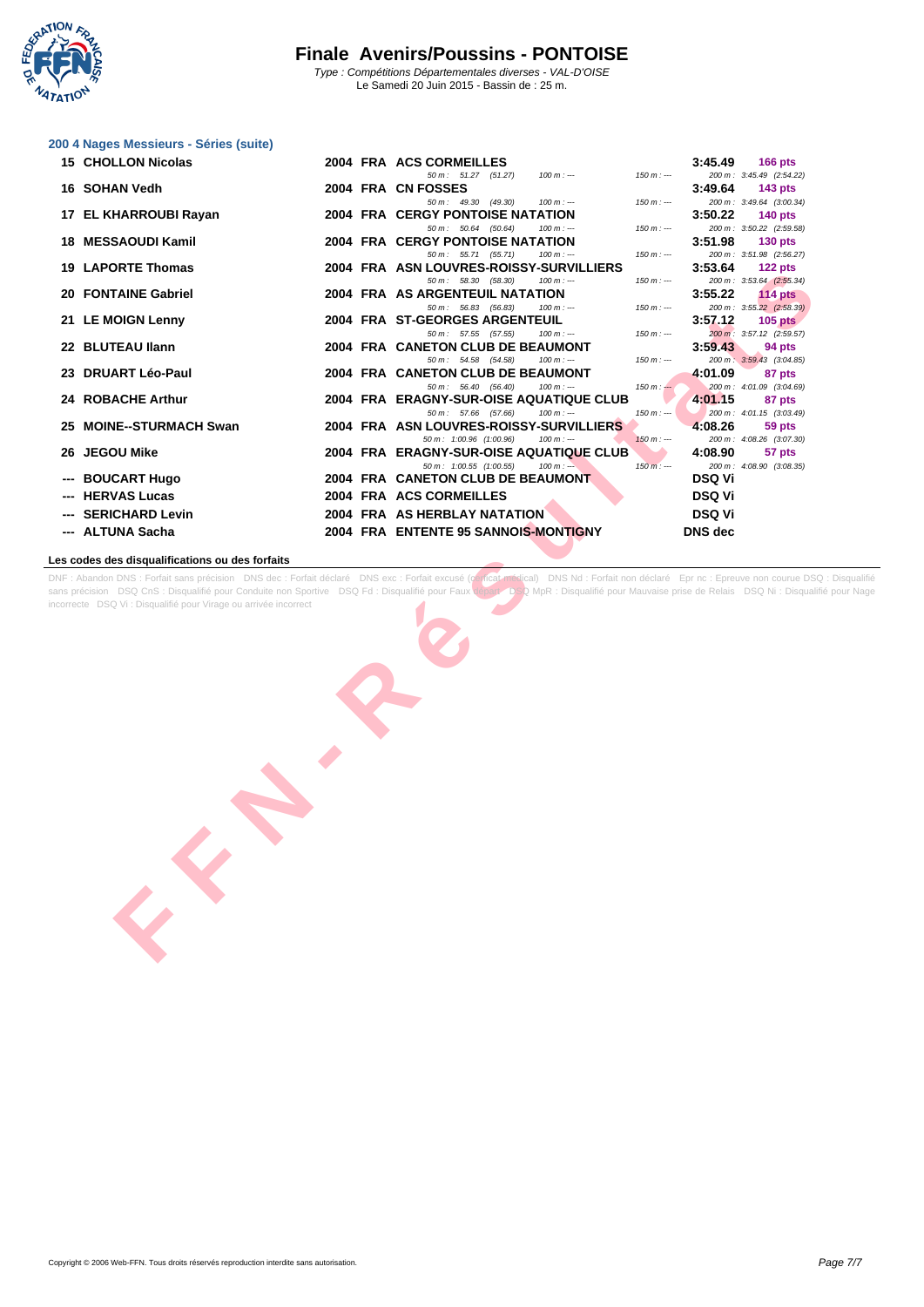# Finale Avenirs/Poussins - PONTOISE

Type : Compétitions Départementales diverses - VAL-D'OISE
Le Samedi 20 Juin 2015 - Bassin de : 25 m.

## 200 4 Nages Messieurs - Séries (suite)

| | | | | | | | | | |
|---|---|---|---|---|---|---|---|---|---|
| 15 | CHOLLON Nicolas | 2004 | FRA | ACS CORMEILLES | 3:45.49 | 166 pts | 50 m : 51.27 (51.27) | 100 m : --- | 150 m : --- | 200 m : 3:45.49 (2:54.22) |
| 16 | SOHAN Vedh | 2004 | FRA | CN FOSSES | 3:49.64 | 143 pts | 50 m : 49.30 (49.30) | 100 m : --- | 150 m : --- | 200 m : 3:49.64 (3:00.34) |
| 17 | EL KHARROUBI Rayan | 2004 | FRA | CERGY PONTOISE NATATION | 3:50.22 | 140 pts | 50 m : 50.64 (50.64) | 100 m : --- | 150 m : --- | 200 m : 3:50.22 (2:59.58) |
| 18 | MESSAOUDI Kamil | 2004 | FRA | CERGY PONTOISE NATATION | 3:51.98 | 130 pts | 50 m : 55.71 (55.71) | 100 m : --- | 150 m : --- | 200 m : 3:51.98 (2:56.27) |
| 19 | LAPORTE Thomas | 2004 | FRA | ASN LOUVRES-ROISSY-SURVILLIERS | 3:53.64 | 122 pts | 50 m : 58.30 (58.30) | 100 m : --- | 150 m : --- | 200 m : 3:53.64 (2:55.34) |
| 20 | FONTAINE Gabriel | 2004 | FRA | AS ARGENTEUIL NATATION | 3:55.22 | 114 pts | 50 m : 56.83 (56.83) | 100 m : --- | 150 m : --- | 200 m : 3:55.22 (2:58.39) |
| 21 | LE MOIGN Lenny | 2004 | FRA | ST-GEORGES ARGENTEUIL | 3:57.12 | 105 pts | 50 m : 57.55 (57.55) | 100 m : --- | 150 m : --- | 200 m : 3:57.12 (2:59.57) |
| 22 | BLUTEAU Ilann | 2004 | FRA | CANETON CLUB DE BEAUMONT | 3:59.43 | 94 pts | 50 m : 54.58 (54.58) | 100 m : --- | 150 m : --- | 200 m : 3:59.43 (3:04.85) |
| 23 | DRUART Léo-Paul | 2004 | FRA | CANETON CLUB DE BEAUMONT | 4:01.09 | 87 pts | 50 m : 56.40 (56.40) | 100 m : --- | 150 m : --- | 200 m : 4:01.09 (3:04.69) |
| 24 | ROBACHE Arthur | 2004 | FRA | ERAGNY-SUR-OISE AQUATIQUE CLUB | 4:01.15 | 87 pts | 50 m : 57.66 (57.66) | 100 m : --- | 150 m : --- | 200 m : 4:01.15 (3:03.49) |
| 25 | MOINE--STURMACH Swan | 2004 | FRA | ASN LOUVRES-ROISSY-SURVILLIERS | 4:08.26 | 59 pts | 50 m : 1:00.96 (1:00.96) | 100 m : --- | 150 m : --- | 200 m : 4:08.26 (3:07.30) |
| 26 | JEGOU Mike | 2004 | FRA | ERAGNY-SUR-OISE AQUATIQUE CLUB | 4:08.90 | 57 pts | 50 m : 1:00.55 (1:00.55) | 100 m : --- | 150 m : --- | 200 m : 4:08.90 (3:08.35) |
| --- | BOUCART Hugo | 2004 | FRA | CANETON CLUB DE BEAUMONT | DSQ Vi | | | | | |
| --- | HERVAS Lucas | 2004 | FRA | ACS CORMEILLES | DSQ Vi | | | | | |
| --- | SERICHARD Levin | 2004 | FRA | AS HERBLAY NATATION | DSQ Vi | | | | | |
| --- | ALTUNA Sacha | 2004 | FRA | ENTENTE 95 SANNOIS-MONTIGNY | DNS dec | | | | | |

### Les codes des disqualifications ou des forfaits

DNF : Abandon DNS : Forfait sans précision DNS dec : Forfait déclaré DNS exc : Forfait excusé (certificat médical) DNS Nd : Forfait non déclaré Epr nc : Epreuve non courue DSQ : Disqualifié sans précision DSQ CnS : Disqualifié pour Conduite non Sportive DSQ Fd : Disqualifié pour Faux départ DSQ MpR : Disqualifié pour Mauvaise prise de Relais DSQ Ni : Disqualifié pour Nage incorrecte DSQ Vi : Disqualifié pour Virage ou arrivée incorrect